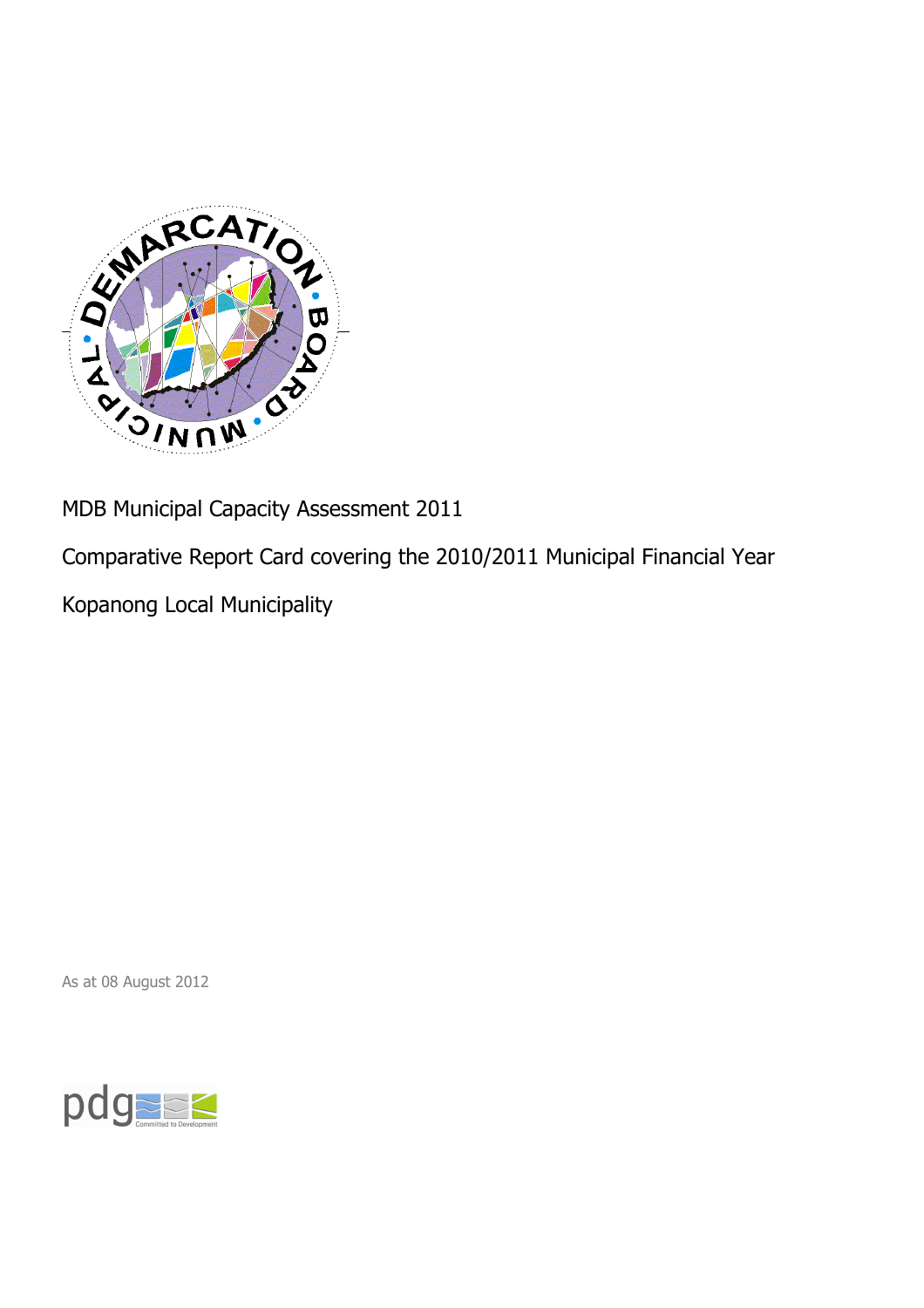MDB Municipal Capacity Assessment 2011

Comparative Report Card covering the 2010/2011 Municipal Financial Year

Kopanong Local Municipality

As at 08 August 2012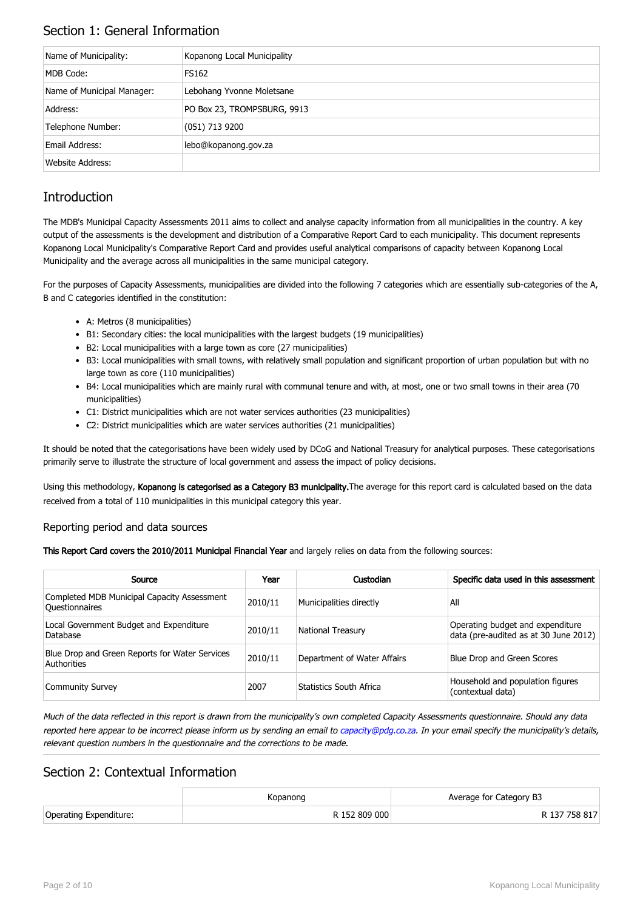## Section 1: General Information

| Name of Municipality: | Kopanong Local Municipality |
| --- | --- |
| MDB Code: | FS162 |
| Name of Municipal Manager: | Lebohang Yvonne Moletsane |
| Address: | PO Box 23, TROMPSBURG, 9913 |
| Telephone Number: | (051) 713 9200 |
| Email Address: | lebo@kopanong.gov.za |
| Website Address: | |

## Introduction

The MDB's Municipal Capacity Assessments 2011 aims to collect and analyse capacity information from all municipalities in the country. A key output of the assessments is the development and distribution of a Comparative Report Card to each municipality. This document represents Kopanong Local Municipality's Comparative Report Card and provides useful analytical comparisons of capacity between Kopanong Local Municipality and the average across all municipalities in the same municipal category.

For the purposes of Capacity Assessments, municipalities are divided into the following 7 categories which are essentially sub-categories of the A, B and C categories identified in the constitution:

- A: Metros (8 municipalities)
- B1: Secondary cities: the local municipalities with the largest budgets (19 municipalities)
- B2: Local municipalities with a large town as core (27 municipalities)
- B3: Local municipalities with small towns, with relatively small population and significant proportion of urban population but with no large town as core (110 municipalities)
- B4: Local municipalities which are mainly rural with communal tenure and with, at most, one or two small towns in their area (70 municipalities)
- C1: District municipalities which are not water services authorities (23 municipalities)
- C2: District municipalities which are water services authorities (21 municipalities)

It should be noted that the categorisations have been widely used by DCoG and National Treasury for analytical purposes. These categorisations primarily serve to illustrate the structure of local government and assess the impact of policy decisions.

Using this methodology, **Kopanong is categorised as a Category B3 municipality.** The average for this report card is calculated based on the data received from a total of 110 municipalities in this municipal category this year.

### Reporting period and data sources

**This Report Card covers the 2010/2011 Municipal Financial Year** and largely relies on data from the following sources:

| Source | Year | Custodian | Specific data used in this assessment |
| --- | --- | --- | --- |
| Completed MDB Municipal Capacity Assessment Questionnaires | 2010/11 | Municipalities directly | All |
| Local Government Budget and Expenditure Database | 2010/11 | National Treasury | Operating budget and expenditure data (pre-audited as at 30 June 2012) |
| Blue Drop and Green Reports for Water Services Authorities | 2010/11 | Department of Water Affairs | Blue Drop and Green Scores |
| Community Survey | 2007 | Statistics South Africa | Household and population figures (contextual data) |

*Much of the data reflected in this report is drawn from the municipality's own completed Capacity Assessments questionnaire. Should any data reported here appear to be incorrect please inform us by sending an email to capacity@pdg.co.za. In your email specify the municipality's details, relevant question numbers in the questionnaire and the corrections to be made.*

## Section 2: Contextual Information

| | Kopanong | Average for Category B3 |
| --- | --- | --- |
| Operating Expenditure: | R 152 809 000 | R 137 758 817 |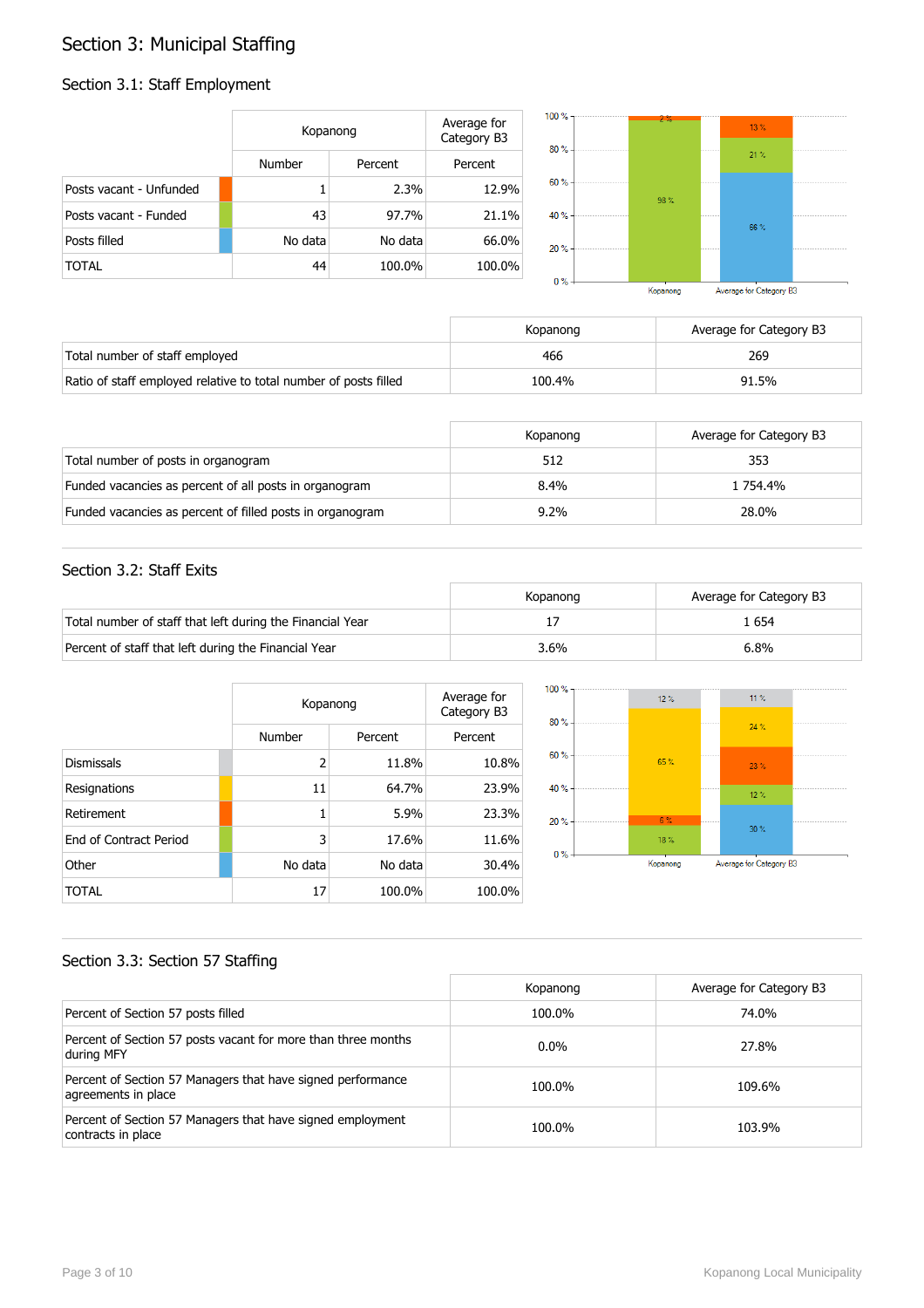# Section 3: Municipal Staffing

## Section 3.1: Staff Employment

| | Kopanong | | Average for Category B3 |
|---|---|---|---|
| | Number | Percent | Percent |
| Posts vacant - Unfunded | 1 | 2.3% | 12.9% |
| Posts vacant - Funded | 43 | 97.7% | 21.1% |
| Posts filled | No data | No data | 66.0% |
| TOTAL | 44 | 100.0% | 100.0% |

| | Kopanong | Average for Category B3 |
|---|---|---|
| Total number of staff employed | 466 | 269 |
| Ratio of staff employed relative to total number of posts filled | 100.4% | 91.5% |

| | Kopanong | Average for Category B3 |
|---|---|---|
| Total number of posts in organogram | 512 | 353 |
| Funded vacancies as percent of all posts in organogram | 8.4% | 1 754.4% |
| Funded vacancies as percent of filled posts in organogram | 9.2% | 28.0% |

## Section 3.2: Staff Exits

| | Kopanong | Average for Category B3 |
|---|---|---|
| Total number of staff that left during the Financial Year | 17 | 1 654 |
| Percent of staff that left during the Financial Year | 3.6% | 6.8% |

| | Kopanong | | Average for Category B3 |
|---|---|---|---|
| | Number | Percent | Percent |
| Dismissals | 2 | 11.8% | 10.8% |
| Resignations | 11 | 64.7% | 23.9% |
| Retirement | 1 | 5.9% | 23.3% |
| End of Contract Period | 3 | 17.6% | 11.6% |
| Other | No data | No data | 30.4% |
| TOTAL | 17 | 100.0% | 100.0% |

## Section 3.3: Section 57 Staffing

| | Kopanong | Average for Category B3 |
|---|---|---|
| Percent of Section 57 posts filled | 100.0% | 74.0% |
| Percent of Section 57 posts vacant for more than three months during MFY | 0.0% | 27.8% |
| Percent of Section 57 Managers that have signed performance agreements in place | 100.0% | 109.6% |
| Percent of Section 57 Managers that have signed employment contracts in place | 100.0% | 103.9% |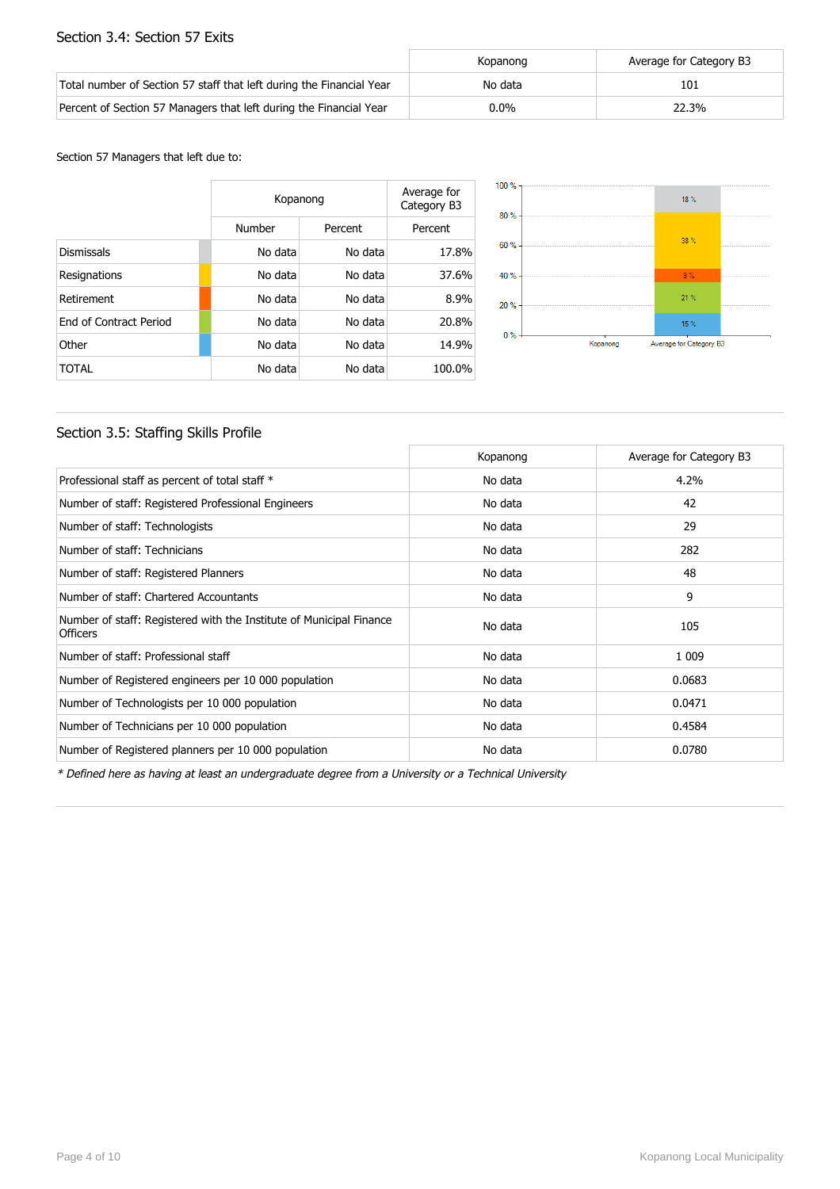## Section 3.4: Section 57 Exits

| | Kopanong | Average for Category B3 |
|---|---|---|
| Total number of Section 57 staff that left during the Financial Year | No data | 101 |
| Percent of Section 57 Managers that left during the Financial Year | 0.0% | 22.3% |

Section 57 Managers that left due to:

| | Kopanong | | Average for Category B3 |
|---|---|---|---|
| | Number | Percent | Percent |
| Dismissals | No data | No data | 17.8% |
| Resignations | No data | No data | 37.6% |
| Retirement | No data | No data | 8.9% |
| End of Contract Period | No data | No data | 20.8% |
| Other | No data | No data | 14.9% |
| TOTAL | No data | No data | 100.0% |

## Section 3.5: Staffing Skills Profile

| | Kopanong | Average for Category B3 |
|---|---|---|
| Professional staff as percent of total staff * | No data | 4.2% |
| Number of staff: Registered Professional Engineers | No data | 42 |
| Number of staff: Technologists | No data | 29 |
| Number of staff: Technicians | No data | 282 |
| Number of staff: Registered Planners | No data | 48 |
| Number of staff: Chartered Accountants | No data | 9 |
| Number of staff: Registered with the Institute of Municipal Finance Officers | No data | 105 |
| Number of staff: Professional staff | No data | 1 009 |
| Number of Registered engineers per 10 000 population | No data | 0.0683 |
| Number of Technologists per 10 000 population | No data | 0.0471 |
| Number of Technicians per 10 000 population | No data | 0.4584 |
| Number of Registered planners per 10 000 population | No data | 0.0780 |

*\* Defined here as having at least an undergraduate degree from a University or a Technical University*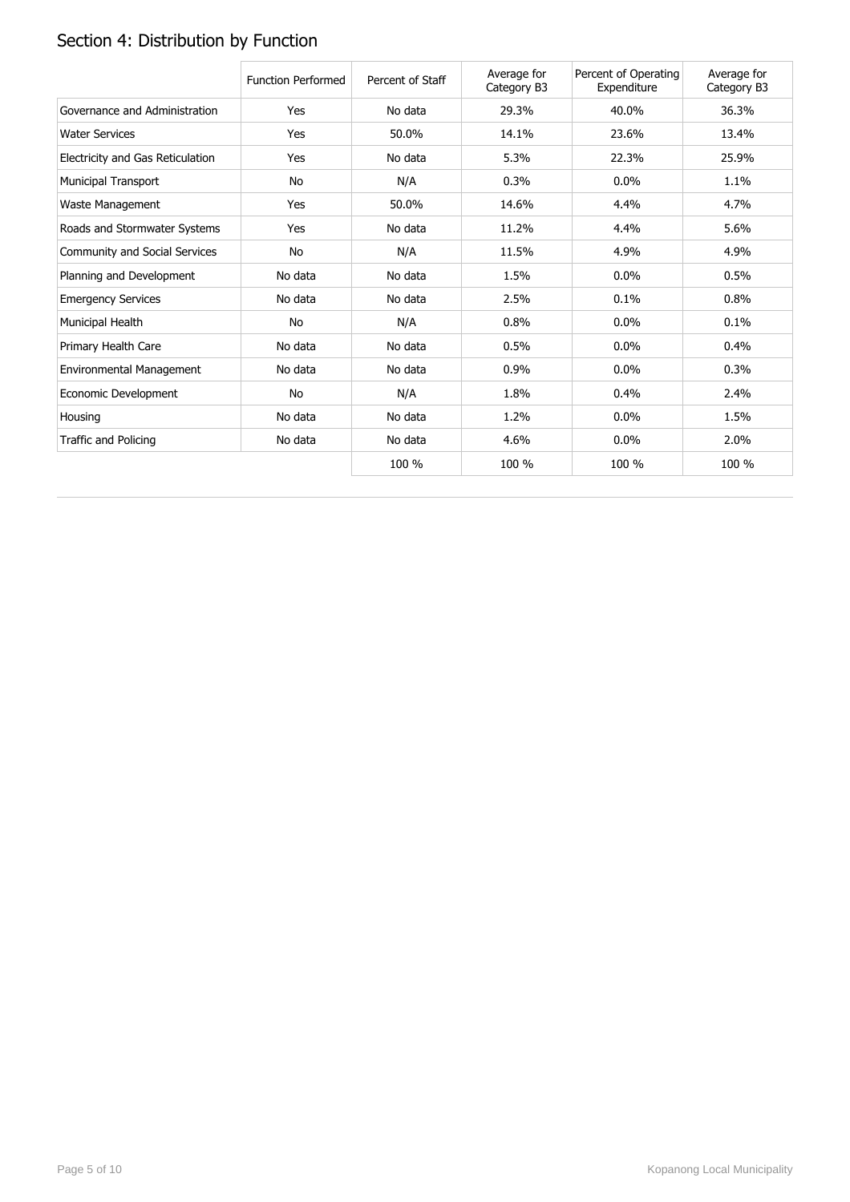## Section 4: Distribution by Function

| | Function Performed | Percent of Staff | Average for Category B3 | Percent of Operating Expenditure | Average for Category B3 |
|---|---|---|---|---|---|
| Governance and Administration | Yes | No data | 29.3% | 40.0% | 36.3% |
| Water Services | Yes | 50.0% | 14.1% | 23.6% | 13.4% |
| Electricity and Gas Reticulation | Yes | No data | 5.3% | 22.3% | 25.9% |
| Municipal Transport | No | N/A | 0.3% | 0.0% | 1.1% |
| Waste Management | Yes | 50.0% | 14.6% | 4.4% | 4.7% |
| Roads and Stormwater Systems | Yes | No data | 11.2% | 4.4% | 5.6% |
| Community and Social Services | No | N/A | 11.5% | 4.9% | 4.9% |
| Planning and Development | No data | No data | 1.5% | 0.0% | 0.5% |
| Emergency Services | No data | No data | 2.5% | 0.1% | 0.8% |
| Municipal Health | No | N/A | 0.8% | 0.0% | 0.1% |
| Primary Health Care | No data | No data | 0.5% | 0.0% | 0.4% |
| Environmental Management | No data | No data | 0.9% | 0.0% | 0.3% |
| Economic Development | No | N/A | 1.8% | 0.4% | 2.4% |
| Housing | No data | No data | 1.2% | 0.0% | 1.5% |
| Traffic and Policing | No data | No data | 4.6% | 0.0% | 2.0% |
| | | 100 % | 100 % | 100 % | 100 % |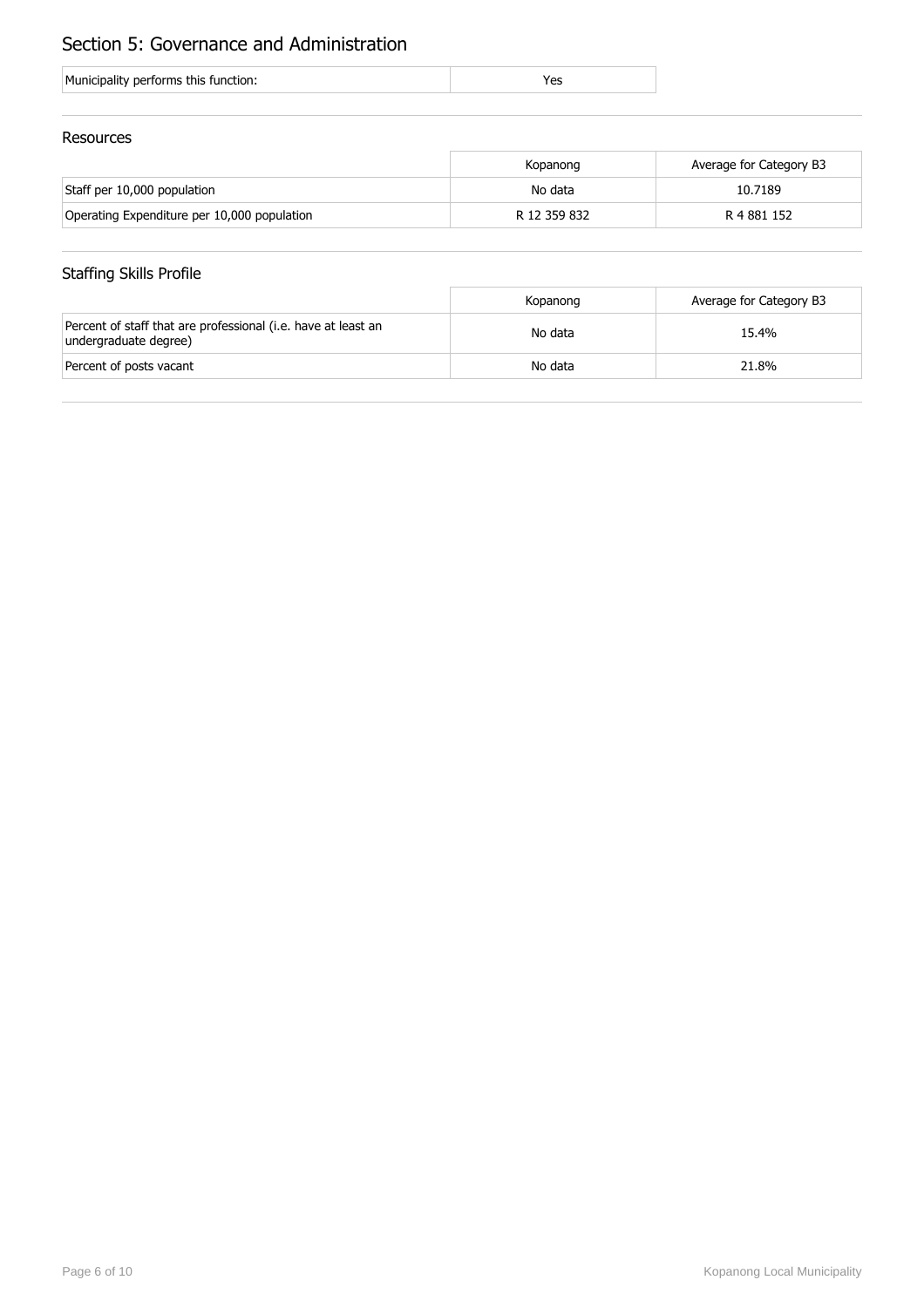## Section 5: Governance and Administration

| Municipality performs this function: | Yes |
| --- | --- |

### Resources

| | Kopanong | Average for Category B3 |
| --- | --- | --- |
| Staff per 10,000 population | No data | 10.7189 |
| Operating Expenditure per 10,000 population | R 12 359 832 | R 4 881 152 |

### Staffing Skills Profile

| | Kopanong | Average for Category B3 |
| --- | --- | --- |
| Percent of staff that are professional (i.e. have at least an undergraduate degree) | No data | 15.4% |
| Percent of posts vacant | No data | 21.8% |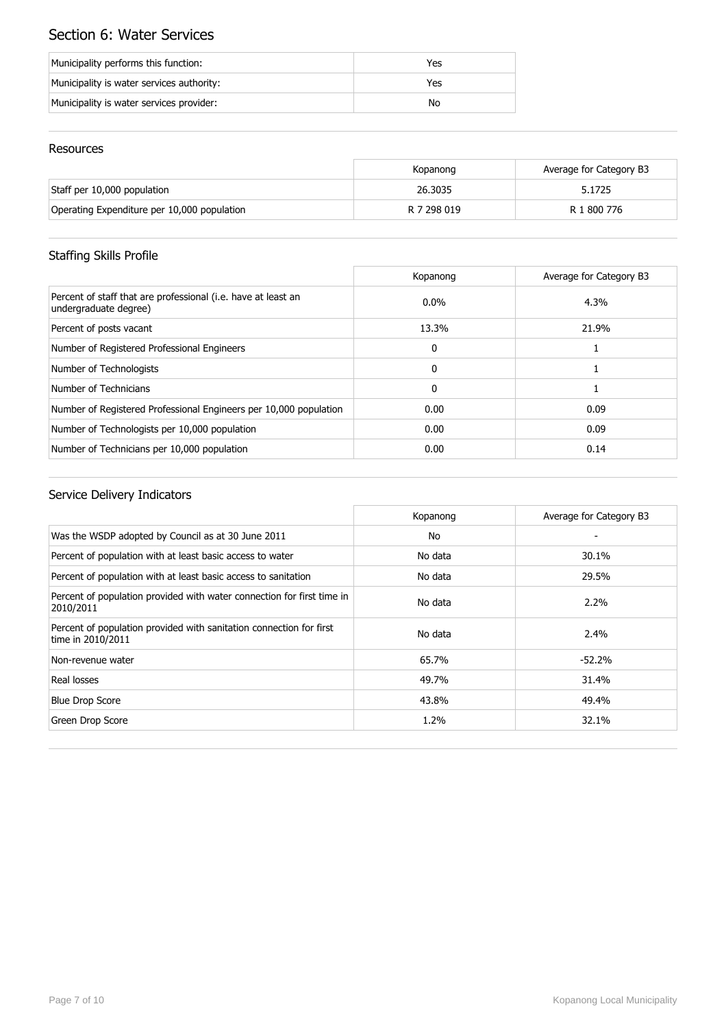## Section 6: Water Services

| | |
|---|---|
| Municipality performs this function: | Yes |
| Municipality is water services authority: | Yes |
| Municipality is water services provider: | No |

### Resources

| | Kopanong | Average for Category B3 |
|---|---|---|
| Staff per 10,000 population | 26.3035 | 5.1725 |
| Operating Expenditure per 10,000 population | R 7 298 019 | R 1 800 776 |

### Staffing Skills Profile

| | Kopanong | Average for Category B3 |
|---|---|---|
| Percent of staff that are professional (i.e. have at least an undergraduate degree) | 0.0% | 4.3% |
| Percent of posts vacant | 13.3% | 21.9% |
| Number of Registered Professional Engineers | 0 | 1 |
| Number of Technologists | 0 | 1 |
| Number of Technicians | 0 | 1 |
| Number of Registered Professional Engineers per 10,000 population | 0.00 | 0.09 |
| Number of Technologists per 10,000 population | 0.00 | 0.09 |
| Number of Technicians per 10,000 population | 0.00 | 0.14 |

### Service Delivery Indicators

| | Kopanong | Average for Category B3 |
|---|---|---|
| Was the WSDP adopted by Council as at 30 June 2011 | No | - |
| Percent of population with at least basic access to water | No data | 30.1% |
| Percent of population with at least basic access to sanitation | No data | 29.5% |
| Percent of population provided with water connection for first time in 2010/2011 | No data | 2.2% |
| Percent of population provided with sanitation connection for first time in 2010/2011 | No data | 2.4% |
| Non-revenue water | 65.7% | -52.2% |
| Real losses | 49.7% | 31.4% |
| Blue Drop Score | 43.8% | 49.4% |
| Green Drop Score | 1.2% | 32.1% |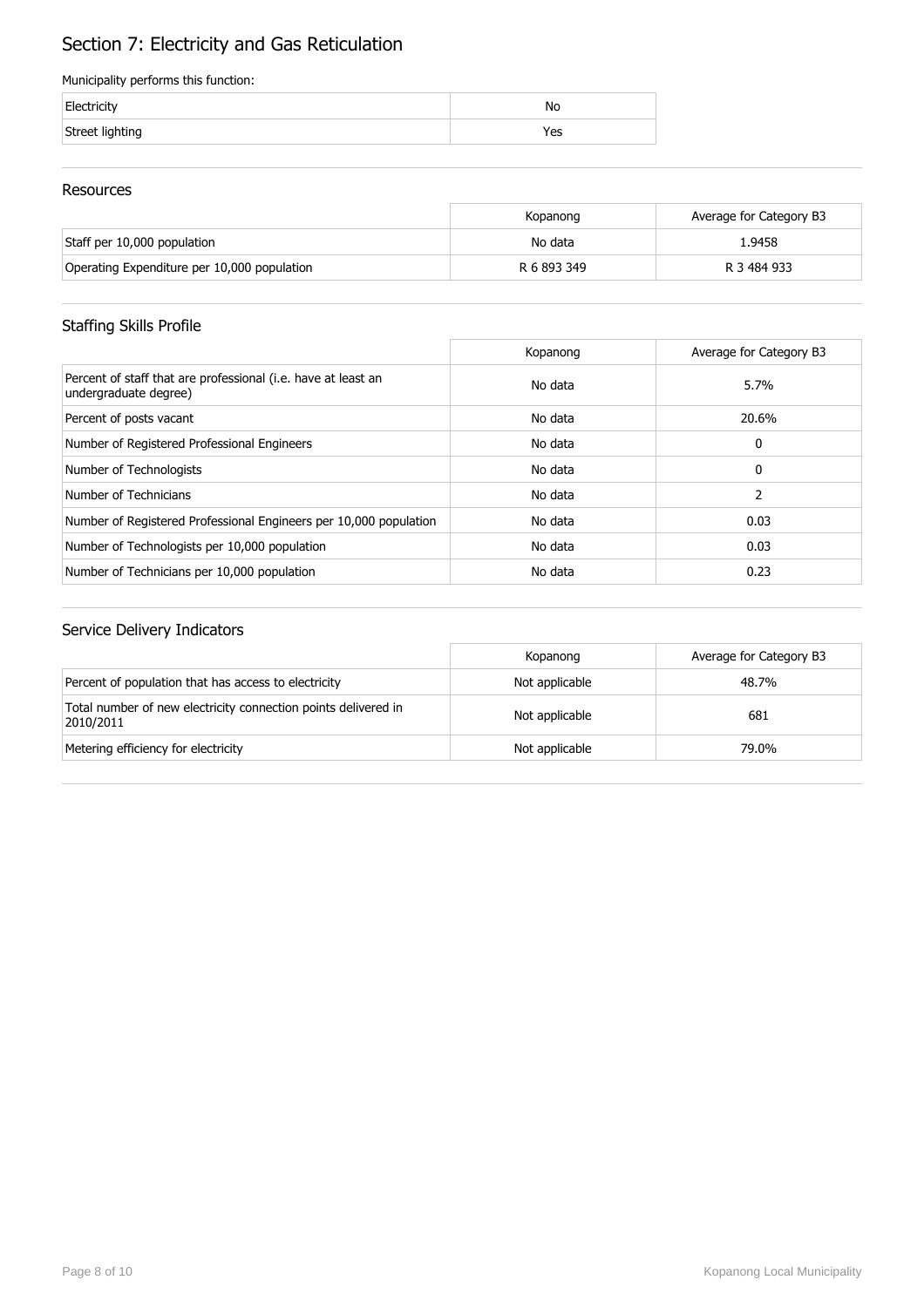# Section 7: Electricity and Gas Reticulation

Municipality performs this function:

| | |
|---|---|
| Electricity | No |
| Street lighting | Yes |

## Resources

| | Kopanong | Average for Category B3 |
|---|---|---|
| Staff per 10,000 population | No data | 1.9458 |
| Operating Expenditure per 10,000 population | R 6 893 349 | R 3 484 933 |

## Staffing Skills Profile

| | Kopanong | Average for Category B3 |
|---|---|---|
| Percent of staff that are professional (i.e. have at least an undergraduate degree) | No data | 5.7% |
| Percent of posts vacant | No data | 20.6% |
| Number of Registered Professional Engineers | No data | 0 |
| Number of Technologists | No data | 0 |
| Number of Technicians | No data | 2 |
| Number of Registered Professional Engineers per 10,000 population | No data | 0.03 |
| Number of Technologists per 10,000 population | No data | 0.03 |
| Number of Technicians per 10,000 population | No data | 0.23 |

## Service Delivery Indicators

| | Kopanong | Average for Category B3 |
|---|---|---|
| Percent of population that has access to electricity | Not applicable | 48.7% |
| Total number of new electricity connection points delivered in 2010/2011 | Not applicable | 681 |
| Metering efficiency for electricity | Not applicable | 79.0% |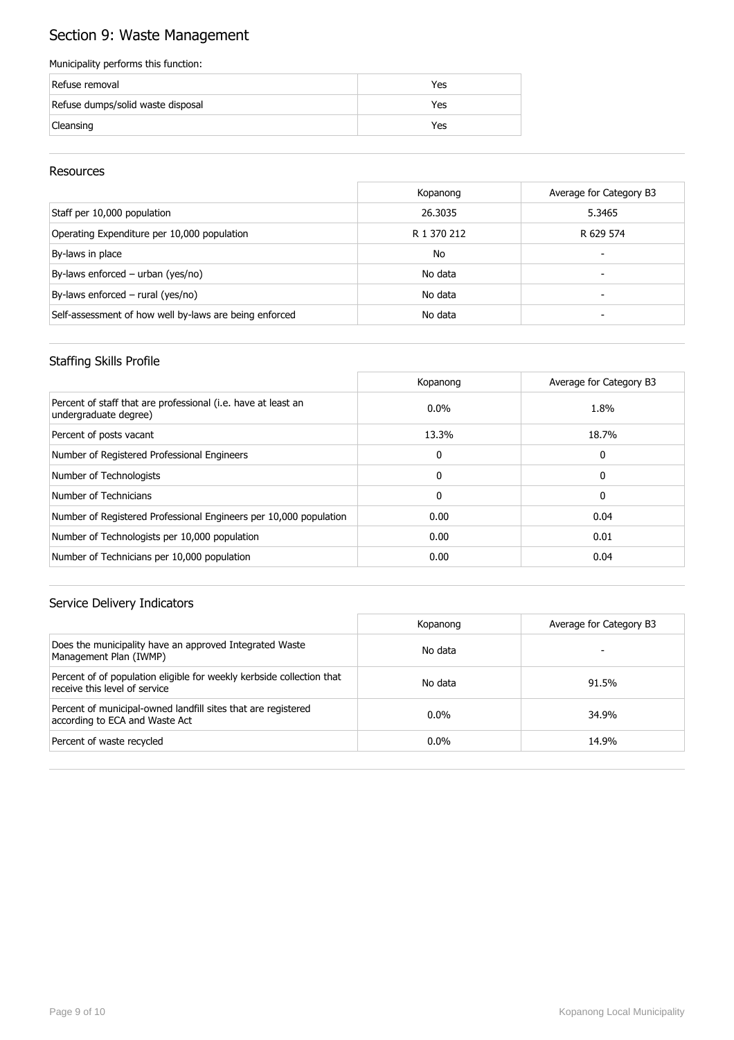# Section 9: Waste Management

Municipality performs this function:

| | |
|---|---|
| Refuse removal | Yes |
| Refuse dumps/solid waste disposal | Yes |
| Cleansing | Yes |

## Resources

| | Kopanong | Average for Category B3 |
|---|---|---|
| Staff per 10,000 population | 26.3035 | 5.3465 |
| Operating Expenditure per 10,000 population | R 1 370 212 | R 629 574 |
| By-laws in place | No | - |
| By-laws enforced – urban (yes/no) | No data | - |
| By-laws enforced – rural (yes/no) | No data | - |
| Self-assessment of how well by-laws are being enforced | No data | - |

## Staffing Skills Profile

| | Kopanong | Average for Category B3 |
|---|---|---|
| Percent of staff that are professional (i.e. have at least an undergraduate degree) | 0.0% | 1.8% |
| Percent of posts vacant | 13.3% | 18.7% |
| Number of Registered Professional Engineers | 0 | 0 |
| Number of Technologists | 0 | 0 |
| Number of Technicians | 0 | 0 |
| Number of Registered Professional Engineers per 10,000 population | 0.00 | 0.04 |
| Number of Technologists per 10,000 population | 0.00 | 0.01 |
| Number of Technicians per 10,000 population | 0.00 | 0.04 |

## Service Delivery Indicators

| | Kopanong | Average for Category B3 |
|---|---|---|
| Does the municipality have an approved Integrated Waste Management Plan (IWMP) | No data | - |
| Percent of of population eligible for weekly kerbside collection that receive this level of service | No data | 91.5% |
| Percent of municipal-owned landfill sites that are registered according to ECA and Waste Act | 0.0% | 34.9% |
| Percent of waste recycled | 0.0% | 14.9% |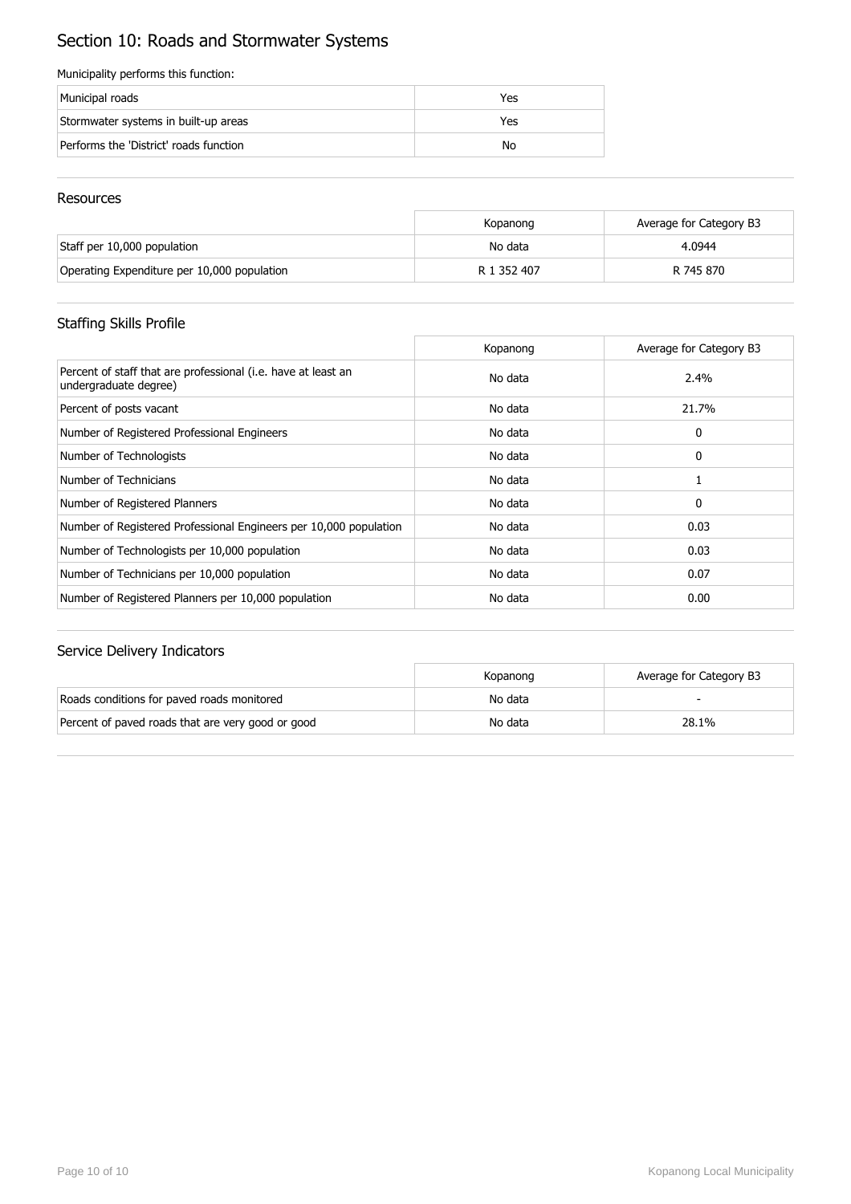# Section 10: Roads and Stormwater Systems

Municipality performs this function:

| | |
|---|---|
| Municipal roads | Yes |
| Stormwater systems in built-up areas | Yes |
| Performs the 'District' roads function | No |

## Resources

| | Kopanong | Average for Category B3 |
|---|---|---|
| Staff per 10,000 population | No data | 4.0944 |
| Operating Expenditure per 10,000 population | R 1 352 407 | R 745 870 |

## Staffing Skills Profile

| | Kopanong | Average for Category B3 |
|---|---|---|
| Percent of staff that are professional (i.e. have at least an undergraduate degree) | No data | 2.4% |
| Percent of posts vacant | No data | 21.7% |
| Number of Registered Professional Engineers | No data | 0 |
| Number of Technologists | No data | 0 |
| Number of Technicians | No data | 1 |
| Number of Registered Planners | No data | 0 |
| Number of Registered Professional Engineers per 10,000 population | No data | 0.03 |
| Number of Technologists per 10,000 population | No data | 0.03 |
| Number of Technicians per 10,000 population | No data | 0.07 |
| Number of Registered Planners per 10,000 population | No data | 0.00 |

## Service Delivery Indicators

| | Kopanong | Average for Category B3 |
|---|---|---|
| Roads conditions for paved roads monitored | No data | - |
| Percent of paved roads that are very good or good | No data | 28.1% |